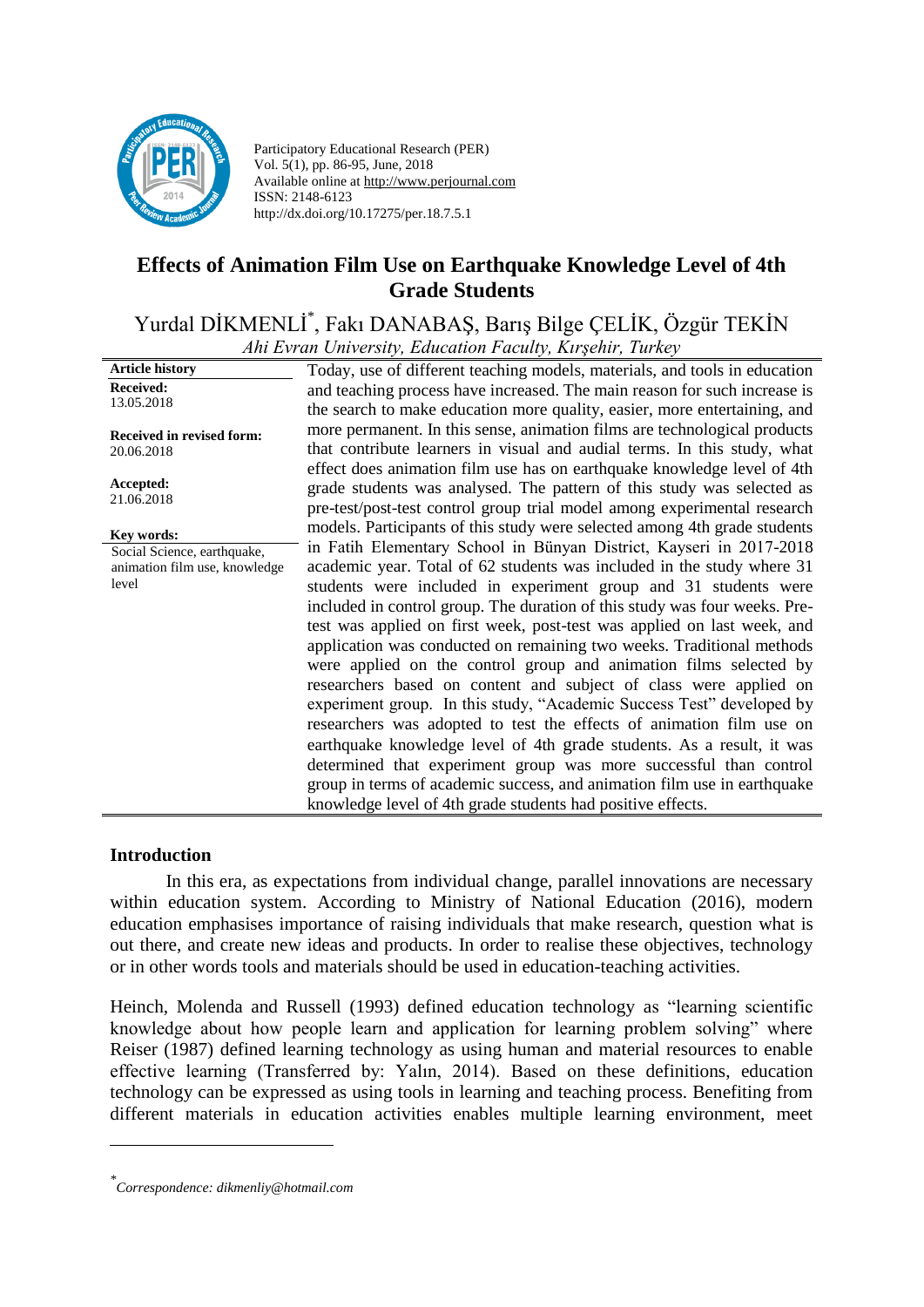Participatory Educational Research (PER)
Vol. 5(1), pp. 86-95, June, 2018
Available online at http://www.perjournal.com
ISSN: 2148-6123
http://dx.doi.org/10.17275/per.18.7.5.1

# Effects of Animation Film Use on Earthquake Knowledge Level of 4th Grade Students

Yurdal DİKMENLİ[*], Fakı DANABAŞ, Barış Bilge ÇELİK, Özgür TEKİN

*Ahi Evran University, Education Faculty, Kırşehir, Turkey*

**Article history**

**Received:** 13.05.2018

**Received in revised form:** 20.06.2018

**Accepted:** 21.06.2018

**Key words:**
Social Science, earthquake, animation film use, knowledge level

Today, use of different teaching models, materials, and tools in education and teaching process have increased. The main reason for such increase is the search to make education more quality, easier, more entertaining, and more permanent. In this sense, animation films are technological products that contribute learners in visual and audial terms. In this study, what effect does animation film use has on earthquake knowledge level of 4th grade students was analysed. The pattern of this study was selected as pre-test/post-test control group trial model among experimental research models. Participants of this study were selected among 4th grade students in Fatih Elementary School in Bünyan District, Kayseri in 2017-2018 academic year. Total of 62 students was included in the study where 31 students were included in experiment group and 31 students were included in control group. The duration of this study was four weeks. Pre-test was applied on first week, post-test was applied on last week, and application was conducted on remaining two weeks. Traditional methods were applied on the control group and animation films selected by researchers based on content and subject of class were applied on experiment group. In this study, "Academic Success Test" developed by researchers was adopted to test the effects of animation film use on earthquake knowledge level of 4th grade students. As a result, it was determined that experiment group was more successful than control group in terms of academic success, and animation film use in earthquake knowledge level of 4th grade students had positive effects.

## Introduction

In this era, as expectations from individual change, parallel innovations are necessary within education system. According to Ministry of National Education (2016), modern education emphasises importance of raising individuals that make research, question what is out there, and create new ideas and products. In order to realise these objectives, technology or in other words tools and materials should be used in education-teaching activities.

Heinch, Molenda and Russell (1993) defined education technology as "learning scientific knowledge about how people learn and application for learning problem solving" where Reiser (1987) defined learning technology as using human and material resources to enable effective learning (Transferred by: Yalın, 2014). Based on these definitions, education technology can be expressed as using tools in learning and teaching process. Benefiting from different materials in education activities enables multiple learning environment, meet

[*] *Correspondence: dikmenliy@hotmail.com*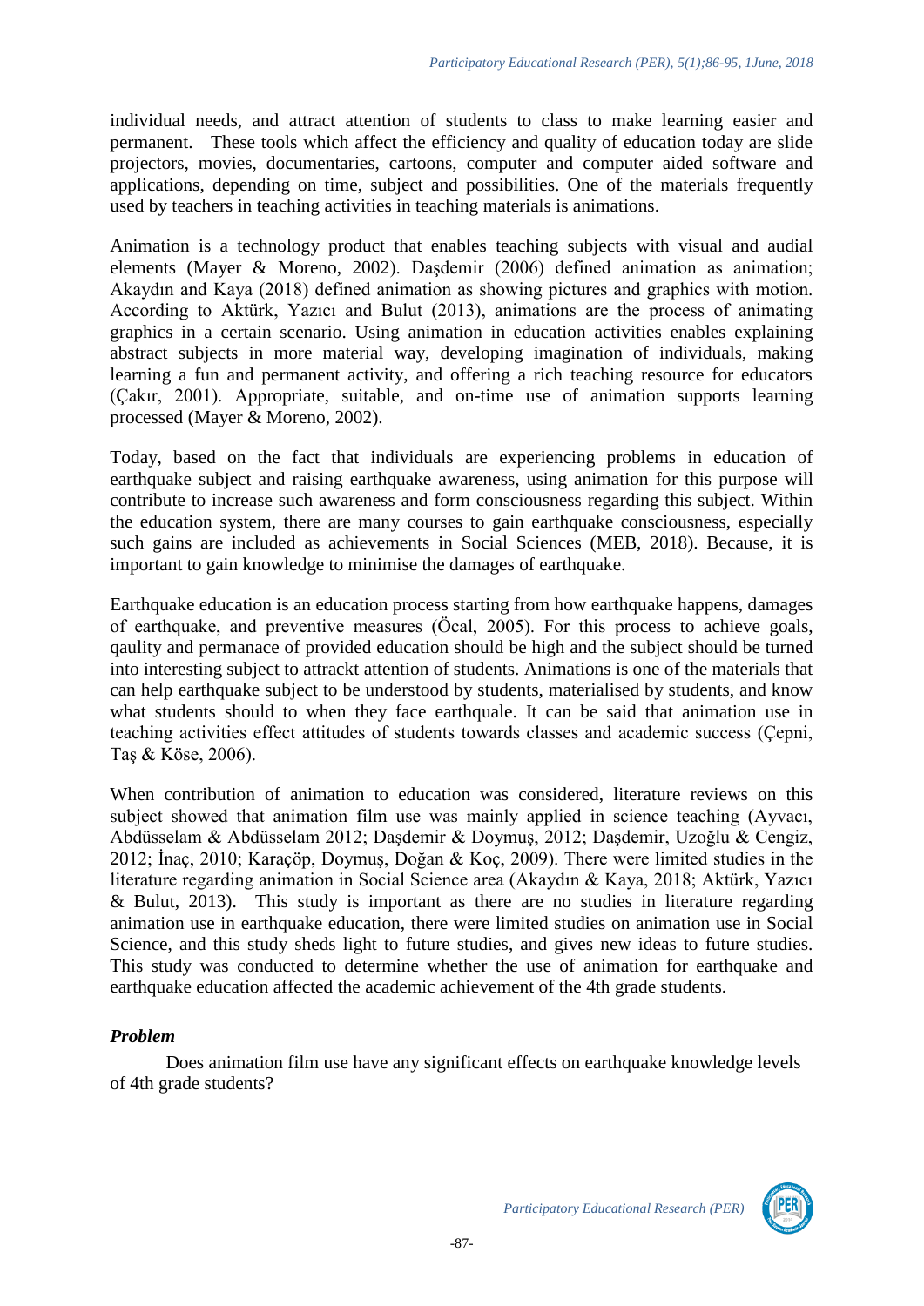individual needs, and attract attention of students to class to make learning easier and permanent. These tools which affect the efficiency and quality of education today are slide projectors, movies, documentaries, cartoons, computer and computer aided software and applications, depending on time, subject and possibilities. One of the materials frequently used by teachers in teaching activities in teaching materials is animations.

Animation is a technology product that enables teaching subjects with visual and audial elements (Mayer & Moreno, 2002). Daşdemir (2006) defined animation as animation; Akaydın and Kaya (2018) defined animation as showing pictures and graphics with motion. According to Aktürk, Yazıcı and Bulut (2013), animations are the process of animating graphics in a certain scenario. Using animation in education activities enables explaining abstract subjects in more material way, developing imagination of individuals, making learning a fun and permanent activity, and offering a rich teaching resource for educators (Çakır, 2001). Appropriate, suitable, and on-time use of animation supports learning processed (Mayer & Moreno, 2002).

Today, based on the fact that individuals are experiencing problems in education of earthquake subject and raising earthquake awareness, using animation for this purpose will contribute to increase such awareness and form consciousness regarding this subject. Within the education system, there are many courses to gain earthquake consciousness, especially such gains are included as achievements in Social Sciences (MEB, 2018). Because, it is important to gain knowledge to minimise the damages of earthquake.

Earthquake education is an education process starting from how earthquake happens, damages of earthquake, and preventive measures (Öcal, 2005). For this process to achieve goals, qaulity and permanace of provided education should be high and the subject should be turned into interesting subject to attrackt attention of students. Animations is one of the materials that can help earthquake subject to be understood by students, materialised by students, and know what students should to when they face earthquale. It can be said that animation use in teaching activities effect attitudes of students towards classes and academic success (Çepni, Taş & Köse, 2006).

When contribution of animation to education was considered, literature reviews on this subject showed that animation film use was mainly applied in science teaching (Ayvacı, Abdüsselam & Abdüsselam 2012; Daşdemir & Doymuş, 2012; Daşdemir, Uzoğlu & Cengiz, 2012; İnaç, 2010; Karaçöp, Doymuş, Doğan & Koç, 2009). There were limited studies in the literature regarding animation in Social Science area (Akaydın & Kaya, 2018; Aktürk, Yazıcı & Bulut, 2013). This study is important as there are no studies in literature regarding animation use in earthquake education, there were limited studies on animation use in Social Science, and this study sheds light to future studies, and gives new ideas to future studies. This study was conducted to determine whether the use of animation for earthquake and earthquake education affected the academic achievement of the 4th grade students.

### *Problem*

Does animation film use have any significant effects on earthquake knowledge levels of 4th grade students?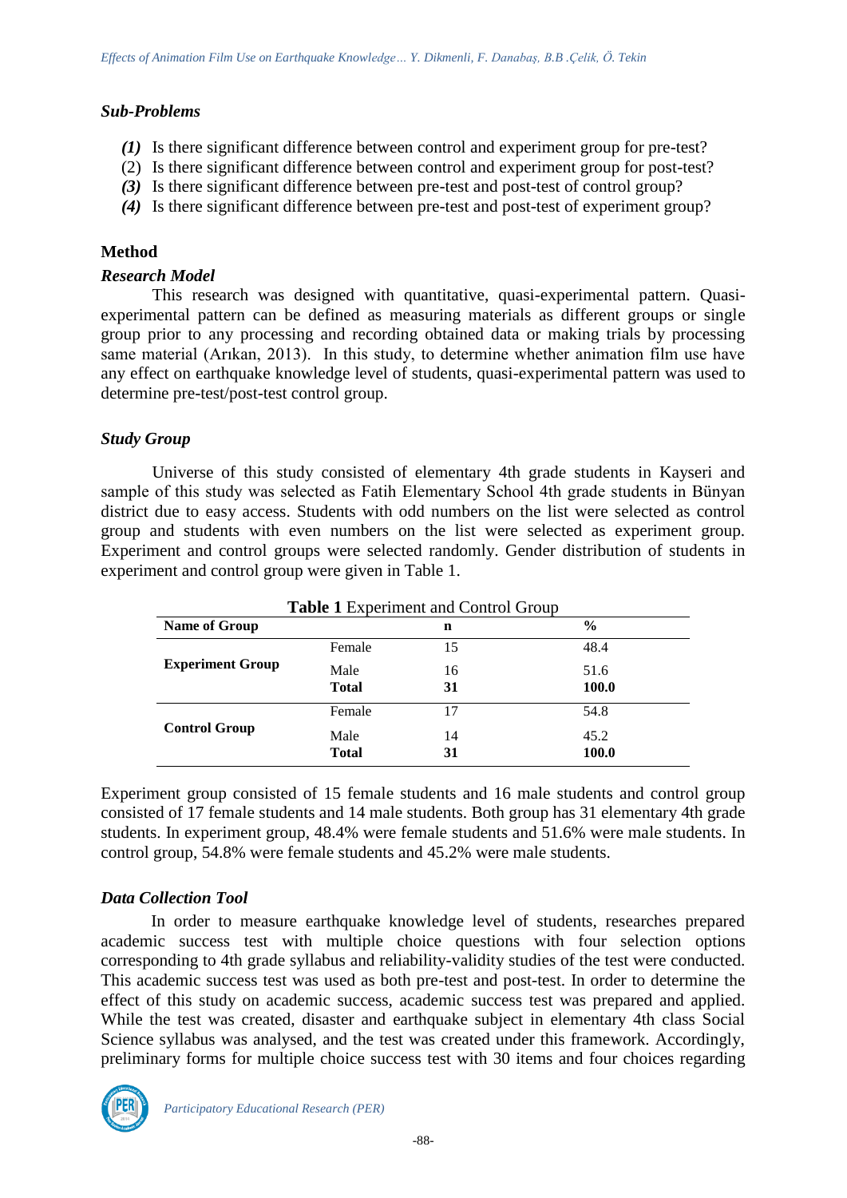### *Sub-Problems*

***(1)*** Is there significant difference between control and experiment group for pre-test?
(2) Is there significant difference between control and experiment group for post-test?
***(3)*** Is there significant difference between pre-test and post-test of control group?
***(4)*** Is there significant difference between pre-test and post-test of experiment group?

## Method

### *Research Model*

This research was designed with quantitative, quasi-experimental pattern. Quasi-experimental pattern can be defined as measuring materials as different groups or single group prior to any processing and recording obtained data or making trials by processing same material (Arıkan, 2013). In this study, to determine whether animation film use have any effect on earthquake knowledge level of students, quasi-experimental pattern was used to determine pre-test/post-test control group.

### *Study Group*

Universe of this study consisted of elementary 4th grade students in Kayseri and sample of this study was selected as Fatih Elementary School 4th grade students in Bünyan district due to easy access. Students with odd numbers on the list were selected as control group and students with even numbers on the list were selected as experiment group. Experiment and control groups were selected randomly. Gender distribution of students in experiment and control group were given in Table 1.

**Table 1** Experiment and Control Group

| Name of Group | | n | % |
|---|---|---|---|
| **Experiment Group** | Female | 15 | 48.4 |
| | Male | 16 | 51.6 |
| | **Total** | **31** | **100.0** |
| **Control Group** | Female | 17 | 54.8 |
| | Male | 14 | 45.2 |
| | **Total** | **31** | **100.0** |

Experiment group consisted of 15 female students and 16 male students and control group consisted of 17 female students and 14 male students. Both group has 31 elementary 4th grade students. In experiment group, 48.4% were female students and 51.6% were male students. In control group, 54.8% were female students and 45.2% were male students.

### *Data Collection Tool*

In order to measure earthquake knowledge level of students, researches prepared academic success test with multiple choice questions with four selection options corresponding to 4th grade syllabus and reliability-validity studies of the test were conducted. This academic success test was used as both pre-test and post-test. In order to determine the effect of this study on academic success, academic success test was prepared and applied. While the test was created, disaster and earthquake subject in elementary 4th class Social Science syllabus was analysed, and the test was created under this framework. Accordingly, preliminary forms for multiple choice success test with 30 items and four choices regarding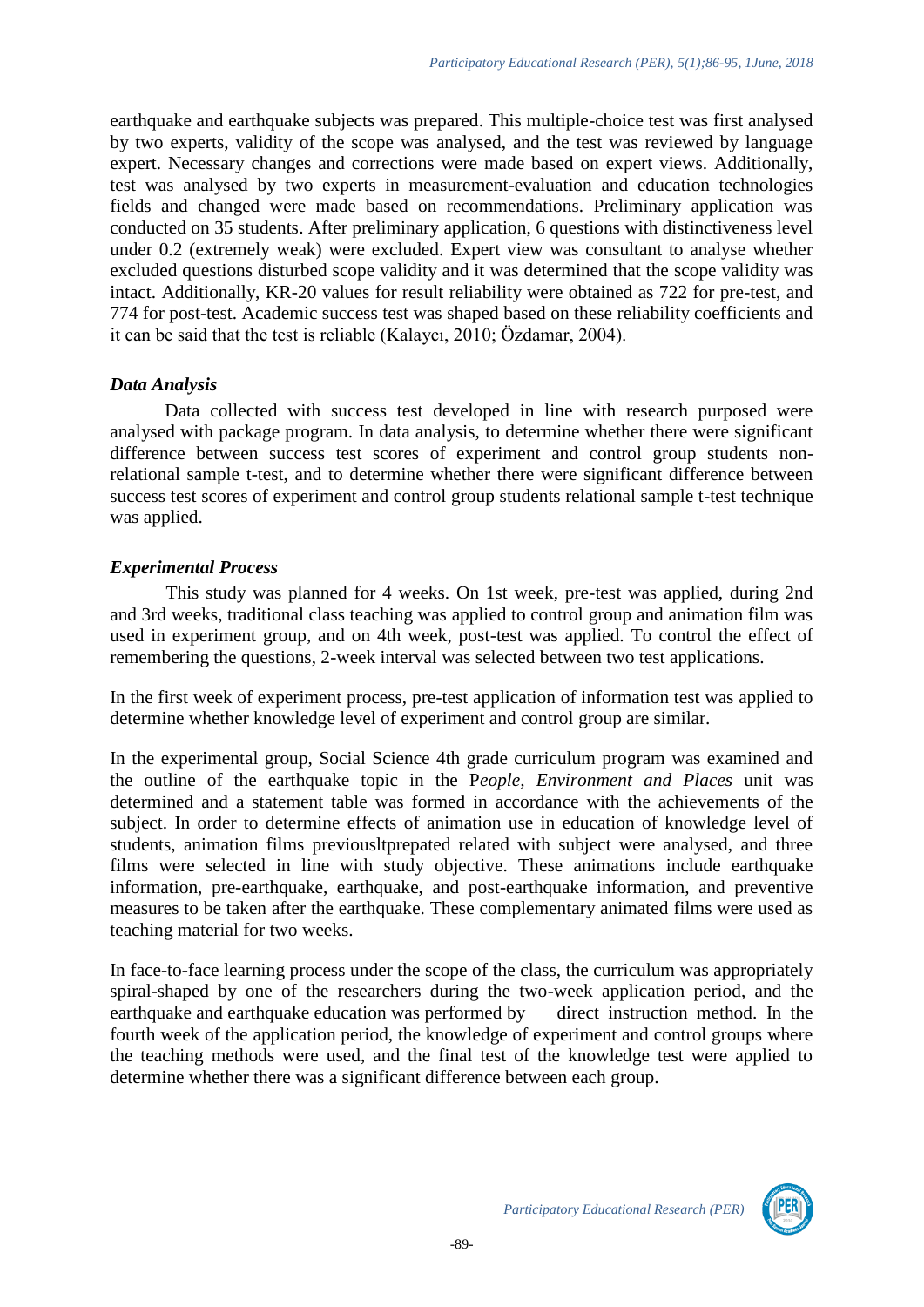earthquake and earthquake subjects was prepared. This multiple-choice test was first analysed by two experts, validity of the scope was analysed, and the test was reviewed by language expert. Necessary changes and corrections were made based on expert views. Additionally, test was analysed by two experts in measurement-evaluation and education technologies fields and changed were made based on recommendations. Preliminary application was conducted on 35 students. After preliminary application, 6 questions with distinctiveness level under 0.2 (extremely weak) were excluded. Expert view was consultant to analyse whether excluded questions disturbed scope validity and it was determined that the scope validity was intact. Additionally, KR-20 values for result reliability were obtained as 722 for pre-test, and 774 for post-test. Academic success test was shaped based on these reliability coefficients and it can be said that the test is reliable (Kalaycı, 2010; Özdamar, 2004).

### *Data Analysis*

Data collected with success test developed in line with research purposed were analysed with package program. In data analysis, to determine whether there were significant difference between success test scores of experiment and control group students non-relational sample t-test, and to determine whether there were significant difference between success test scores of experiment and control group students relational sample t-test technique was applied.

### *Experimental Process*

This study was planned for 4 weeks. On 1st week, pre-test was applied, during 2nd and 3rd weeks, traditional class teaching was applied to control group and animation film was used in experiment group, and on 4th week, post-test was applied. To control the effect of remembering the questions, 2-week interval was selected between two test applications.

In the first week of experiment process, pre-test application of information test was applied to determine whether knowledge level of experiment and control group are similar.

In the experimental group, Social Science 4th grade curriculum program was examined and the outline of the earthquake topic in the P*eople, Environment and Places* unit was determined and a statement table was formed in accordance with the achievements of the subject. In order to determine effects of animation use in education of knowledge level of students, animation films previousltprepated related with subject were analysed, and three films were selected in line with study objective. These animations include earthquake information, pre-earthquake, earthquake, and post-earthquake information, and preventive measures to be taken after the earthquake. These complementary animated films were used as teaching material for two weeks.

In face-to-face learning process under the scope of the class, the curriculum was appropriately spiral-shaped by one of the researchers during the two-week application period, and the earthquake and earthquake education was performed by direct instruction method. In the fourth week of the application period, the knowledge of experiment and control groups where the teaching methods were used, and the final test of the knowledge test were applied to determine whether there was a significant difference between each group.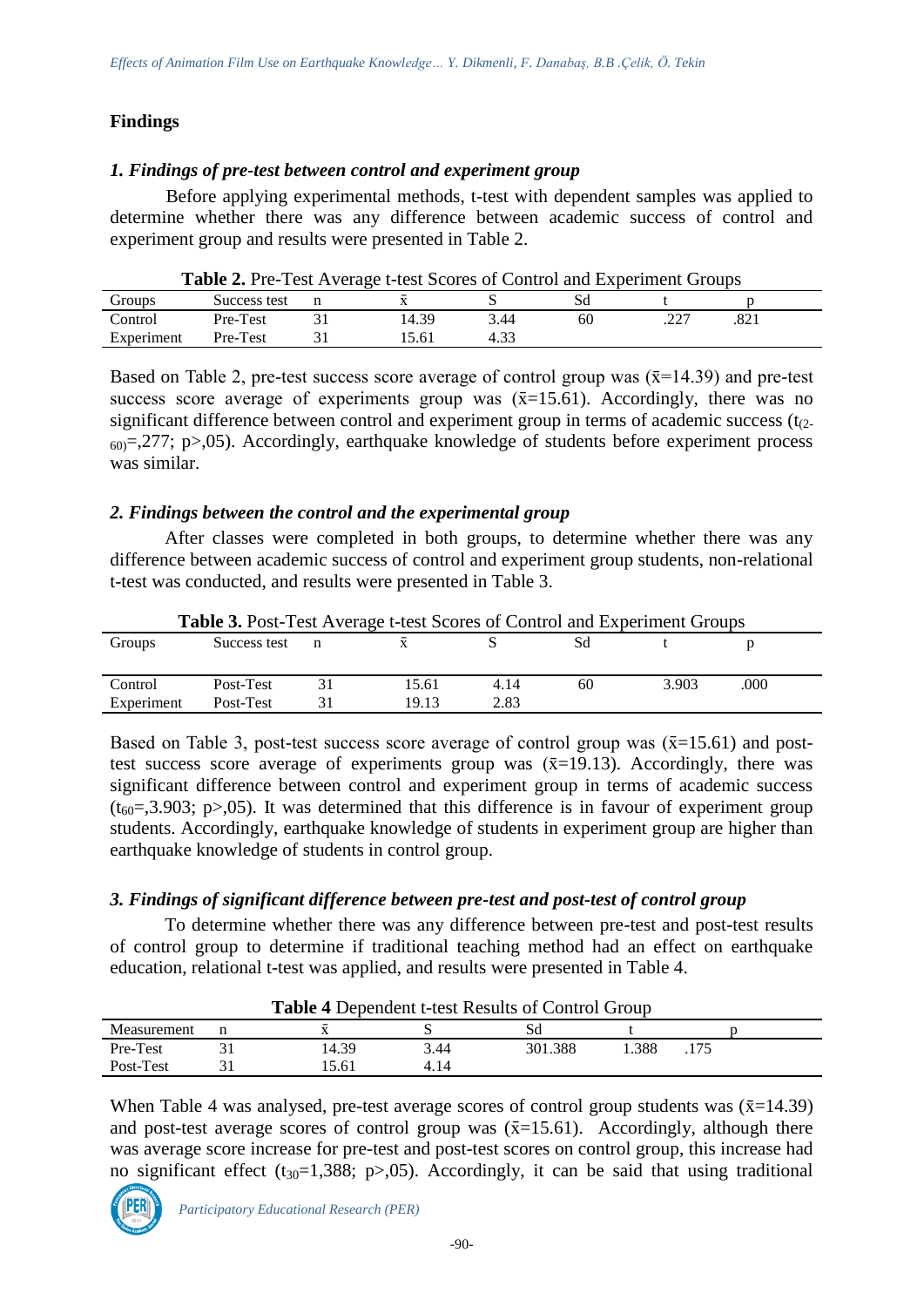## Findings

### *1. Findings of pre-test between control and experiment group*

Before applying experimental methods, t-test with dependent samples was applied to determine whether there was any difference between academic success of control and experiment group and results were presented in Table 2.

**Table 2.** Pre-Test Average t-test Scores of Control and Experiment Groups

| Groups | Success test | n | x̄ | S | Sd | t | p |
|---|---|---|---|---|---|---|---|
| Control | Pre-Test | 31 | 14.39 | 3.44 | 60 | .227 | .821 |
| Experiment | Pre-Test | 31 | 15.61 | 4.33 | | | |

Based on Table 2, pre-test success score average of control group was (x̄=14.39) and pre-test success score average of experiments group was (x̄=15.61). Accordingly, there was no significant difference between control and experiment group in terms of academic success ($t_{(2-60)}$=,277; p>,05). Accordingly, earthquake knowledge of students before experiment process was similar.

### *2. Findings between the control and the experimental group*

After classes were completed in both groups, to determine whether there was any difference between academic success of control and experiment group students, non-relational t-test was conducted, and results were presented in Table 3.

**Table 3.** Post-Test Average t-test Scores of Control and Experiment Groups

| Groups | Success test | n | x̄ | S | Sd | t | p |
|---|---|---|---|---|---|---|---|
| Control | Post-Test | 31 | 15.61 | 4.14 | 60 | 3.903 | .000 |
| Experiment | Post-Test | 31 | 19.13 | 2.83 | | | |

Based on Table 3, post-test success score average of control group was (x̄=15.61) and post-test success score average of experiments group was (x̄=19.13). Accordingly, there was significant difference between control and experiment group in terms of academic success ($t_{60}$=,3.903; p>,05). It was determined that this difference is in favour of experiment group students. Accordingly, earthquake knowledge of students in experiment group are higher than earthquake knowledge of students in control group.

### *3. Findings of significant difference between pre-test and post-test of control group*

To determine whether there was any difference between pre-test and post-test results of control group to determine if traditional teaching method had an effect on earthquake education, relational t-test was applied, and results were presented in Table 4.

**Table 4** Dependent t-test Results of Control Group

| Measurement | n | x̄ | S | Sd | t | p |
|---|---|---|---|---|---|---|
| Pre-Test | 31 | 14.39 | 3.44 | 301.388 | 1.388 | .175 |
| Post-Test | 31 | 15.61 | 4.14 | | | |

When Table 4 was analysed, pre-test average scores of control group students was (x̄=14.39) and post-test average scores of control group was (x̄=15.61). Accordingly, although there was average score increase for pre-test and post-test scores on control group, this increase had no significant effect ($t_{30}$=1,388; p>,05). Accordingly, it can be said that using traditional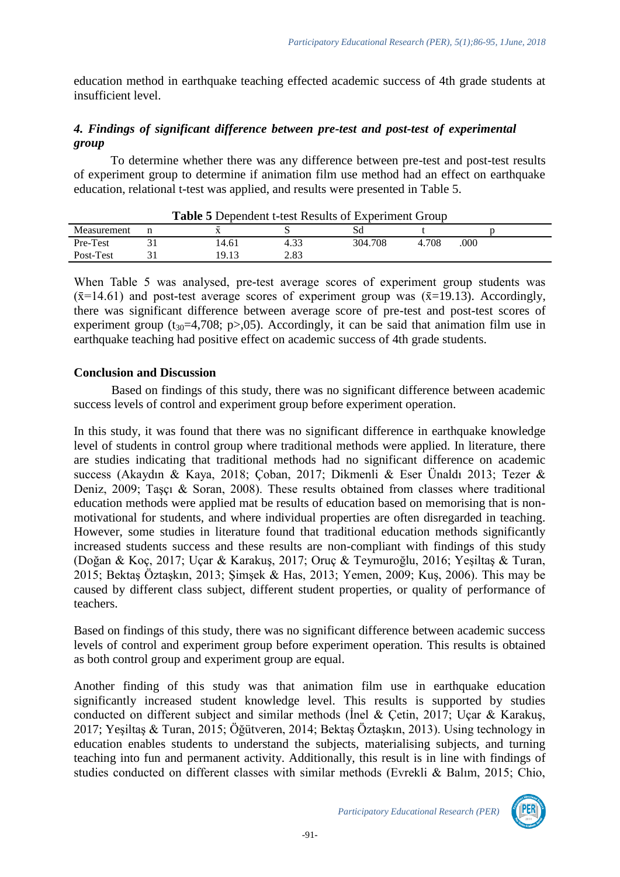education method in earthquake teaching effected academic success of 4th grade students at insufficient level.

### *4. Findings of significant difference between pre-test and post-test of experimental group*

To determine whether there was any difference between pre-test and post-test results of experiment group to determine if animation film use method had an effect on earthquake education, relational t-test was applied, and results were presented in Table 5.

**Table 5** Dependent t-test Results of Experiment Group

| Measurement | n | $\bar{x}$ | S | Sd | t | p |
|---|---|---|---|---|---|---|
| Pre-Test | 31 | 14.61 | 4.33 | 304.708 | 4.708 | .000 |
| Post-Test | 31 | 19.13 | 2.83 | | | |

When Table 5 was analysed, pre-test average scores of experiment group students was ($\bar{x}$=14.61) and post-test average scores of experiment group was ($\bar{x}$=19.13). Accordingly, there was significant difference between average score of pre-test and post-test scores of experiment group ($t_{30}$=4,708; p>,05). Accordingly, it can be said that animation film use in earthquake teaching had positive effect on academic success of 4th grade students.

## Conclusion and Discussion

Based on findings of this study, there was no significant difference between academic success levels of control and experiment group before experiment operation.

In this study, it was found that there was no significant difference in earthquake knowledge level of students in control group where traditional methods were applied. In literature, there are studies indicating that traditional methods had no significant difference on academic success (Akaydın & Kaya, 2018; Çoban, 2017; Dikmenli & Eser Ünaldı 2013; Tezer & Deniz, 2009; Taşçı & Soran, 2008). These results obtained from classes where traditional education methods were applied mat be results of education based on memorising that is non-motivational for students, and where individual properties are often disregarded in teaching. However, some studies in literature found that traditional education methods significantly increased students success and these results are non-compliant with findings of this study (Doğan & Koç, 2017; Uçar & Karakuş, 2017; Oruç & Teymuroğlu, 2016; Yeşiltaş & Turan, 2015; Bektaş Öztaşkın, 2013; Şimşek & Has, 2013; Yemen, 2009; Kuş, 2006). This may be caused by different class subject, different student properties, or quality of performance of teachers.

Based on findings of this study, there was no significant difference between academic success levels of control and experiment group before experiment operation. This results is obtained as both control group and experiment group are equal.

Another finding of this study was that animation film use in earthquake education significantly increased student knowledge level. This results is supported by studies conducted on different subject and similar methods (İnel & Çetin, 2017; Uçar & Karakuş, 2017; Yeşiltaş & Turan, 2015; Öğütveren, 2014; Bektaş Öztaşkın, 2013). Using technology in education enables students to understand the subjects, materialising subjects, and turning teaching into fun and permanent activity. Additionally, this result is in line with findings of studies conducted on different classes with similar methods (Evrekli & Balım, 2015; Chio,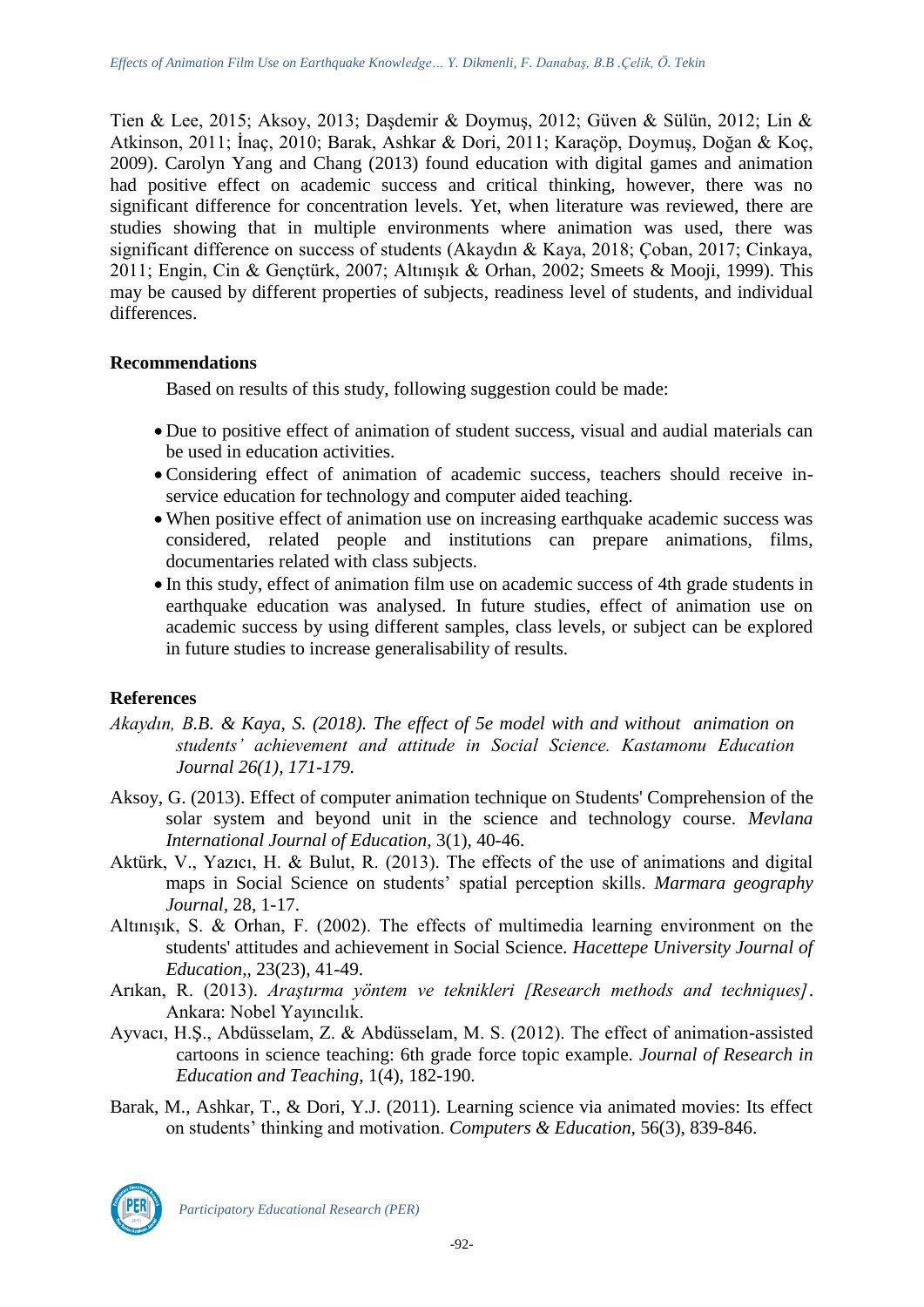Tien & Lee, 2015; Aksoy, 2013; Daşdemir & Doymuş, 2012; Güven & Sülün, 2012; Lin & Atkinson, 2011; İnaç, 2010; Barak, Ashkar & Dori, 2011; Karaçöp, Doymuş, Doğan & Koç, 2009). Carolyn Yang and Chang (2013) found education with digital games and animation had positive effect on academic success and critical thinking, however, there was no significant difference for concentration levels. Yet, when literature was reviewed, there are studies showing that in multiple environments where animation was used, there was significant difference on success of students (Akaydın & Kaya, 2018; Çoban, 2017; Cinkaya, 2011; Engin, Cin & Gençtürk, 2007; Altınışık & Orhan, 2002; Smeets & Mooji, 1999). This may be caused by different properties of subjects, readiness level of students, and individual differences.

## Recommendations

Based on results of this study, following suggestion could be made:

- Due to positive effect of animation of student success, visual and audial materials can be used in education activities.
- Considering effect of animation of academic success, teachers should receive in-service education for technology and computer aided teaching.
- When positive effect of animation use on increasing earthquake academic success was considered, related people and institutions can prepare animations, films, documentaries related with class subjects.
- In this study, effect of animation film use on academic success of 4th grade students in earthquake education was analysed. In future studies, effect of animation use on academic success by using different samples, class levels, or subject can be explored in future studies to increase generalisability of results.

## References

*Akaydın, B.B. & Kaya, S. (2018). The effect of 5e model with and without animation on students' achievement and attitude in Social Science. Kastamonu Education Journal 26(1), 171-179.*

Aksoy, G. (2013). Effect of computer animation technique on Students' Comprehension of the solar system and beyond unit in the science and technology course. *Mevlana International Journal of Education,* 3(1), 40-46.

Aktürk, V., Yazıcı, H. & Bulut, R. (2013). The effects of the use of animations and digital maps in Social Science on students' spatial perception skills. *Marmara geography Journal,* 28, 1-17.

Altınışık, S. & Orhan, F. (2002). The effects of multimedia learning environment on the students' attitudes and achievement in Social Science. *Hacettepe University Journal of Education,,* 23(23), 41-49.

Arıkan, R. (2013). *Araştırma yöntem ve teknikleri [Research methods and techniques]*. Ankara: Nobel Yayıncılık.

Ayvacı, H.Ş., Abdüsselam, Z. & Abdüsselam, M. S. (2012). The effect of animation-assisted cartoons in science teaching: 6th grade force topic example. *Journal of Research in Education and Teaching,* 1(4), 182-190.

Barak, M., Ashkar, T., & Dori, Y.J. (2011). Learning science via animated movies: Its effect on students' thinking and motivation. *Computers & Education,* 56(3), 839-846.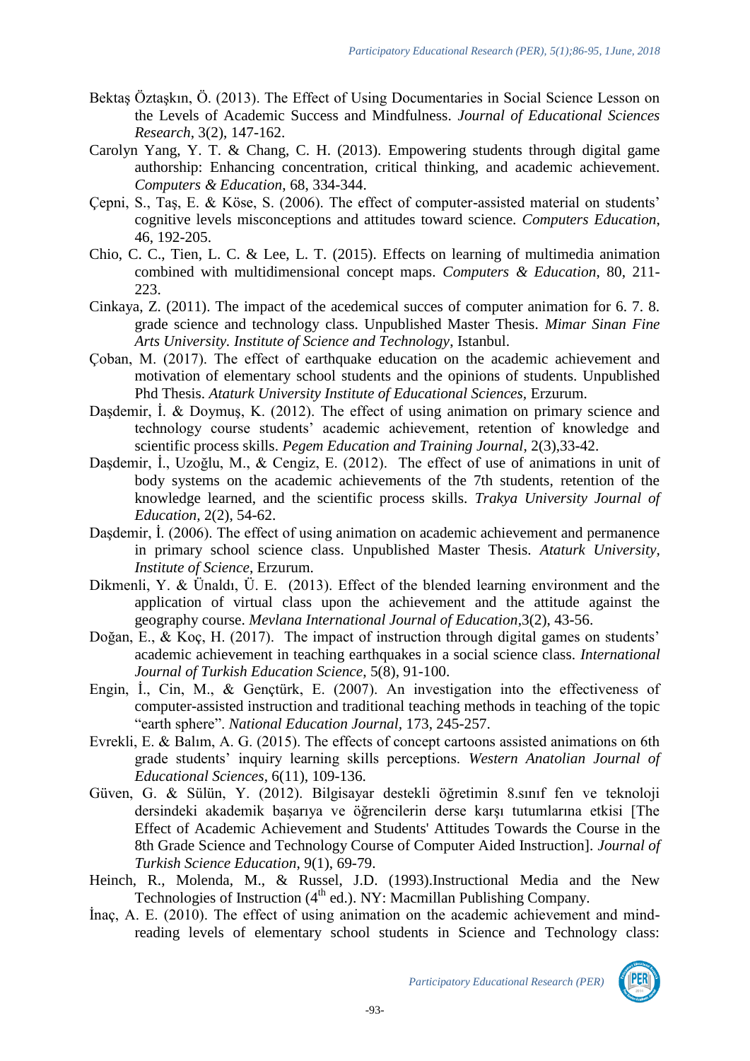Bektaş Öztaşkın, Ö. (2013). The Effect of Using Documentaries in Social Science Lesson on the Levels of Academic Success and Mindfulness. *Journal of Educational Sciences Research*, 3(2), 147-162.

Carolyn Yang, Y. T. & Chang, C. H. (2013). Empowering students through digital game authorship: Enhancing concentration, critical thinking, and academic achievement. *Computers & Education*, 68, 334-344.

Çepni, S., Taş, E. & Köse, S. (2006). The effect of computer-assisted material on students' cognitive levels misconceptions and attitudes toward science. *Computers Education*, 46, 192-205.

Chio, C. C., Tien, L. C. & Lee, L. T. (2015). Effects on learning of multimedia animation combined with multidimensional concept maps. *Computers & Education*, 80, 211-223.

Cinkaya, Z. (2011). The impact of the acedemical succes of computer animation for 6. 7. 8. grade science and technology class. Unpublished Master Thesis. *Mimar Sinan Fine Arts University. Institute of Science and Technology*, Istanbul.

Çoban, M. (2017). The effect of earthquake education on the academic achievement and motivation of elementary school students and the opinions of students. Unpublished Phd Thesis. *Ataturk University Institute of Educational Sciences*, Erzurum.

Daşdemir, İ. & Doymuş, K. (2012). The effect of using animation on primary science and technology course students' academic achievement, retention of knowledge and scientific process skills. *Pegem Education and Training Journal*, 2(3),33-42.

Daşdemir, İ., Uzoğlu, M., & Cengiz, E. (2012). The effect of use of animations in unit of body systems on the academic achievements of the 7th students, retention of the knowledge learned, and the scientific process skills. *Trakya University Journal of Education*, 2(2), 54-62.

Daşdemir, İ. (2006). The effect of using animation on academic achievement and permanence in primary school science class. Unpublished Master Thesis. *Ataturk University, Institute of Science*, Erzurum.

Dikmenli, Y. & Ünaldı, Ü. E. (2013). Effect of the blended learning environment and the application of virtual class upon the achievement and the attitude against the geography course. *Mevlana International Journal of Education*,3(2), 43-56.

Doğan, E., & Koç, H. (2017). The impact of instruction through digital games on students' academic achievement in teaching earthquakes in a social science class. *International Journal of Turkish Education Science*, 5(8), 91-100.

Engin, İ., Cin, M., & Gençtürk, E. (2007). An investigation into the effectiveness of computer-assisted instruction and traditional teaching methods in teaching of the topic "earth sphere". *National Education Journal*, 173, 245-257.

Evrekli, E. & Balım, A. G. (2015). The effects of concept cartoons assisted animations on 6th grade students' inquiry learning skills perceptions. *Western Anatolian Journal of Educational Sciences*, 6(11), 109-136.

Güven, G. & Sülün, Y. (2012). Bilgisayar destekli öğretimin 8.sınıf fen ve teknoloji dersindeki akademik başarıya ve öğrencilerin derse karşı tutumlarına etkisi [The Effect of Academic Achievement and Students' Attitudes Towards the Course in the 8th Grade Science and Technology Course of Computer Aided Instruction]. *Journal of Turkish Science Education*, 9(1), 69-79.

Heinch, R., Molenda, M., & Russel, J.D. (1993).Instructional Media and the New Technologies of Instruction (4th ed.). NY: Macmillan Publishing Company.

İnaç, A. E. (2010). The effect of using animation on the academic achievement and mind-reading levels of elementary school students in Science and Technology class: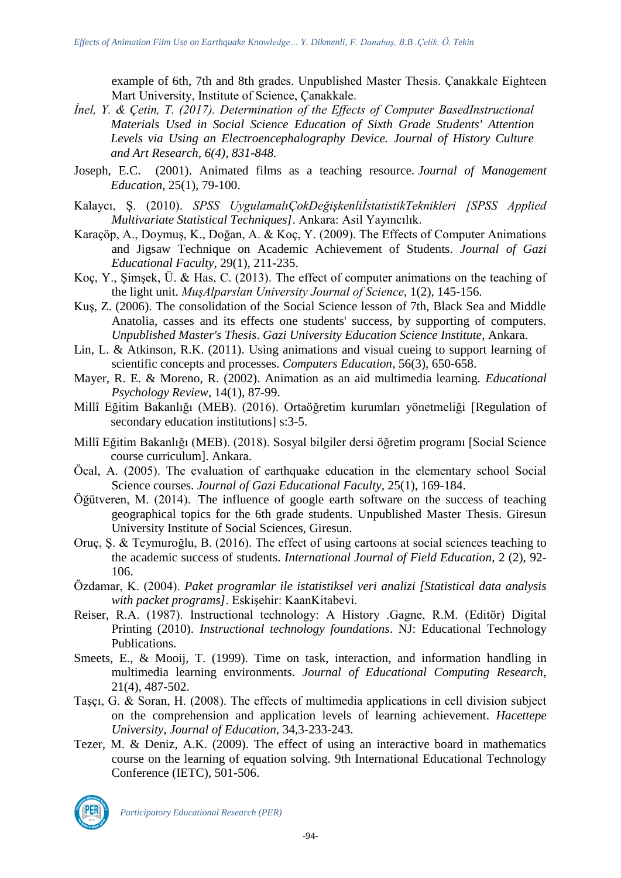example of 6th, 7th and 8th grades. Unpublished Master Thesis. Çanakkale Eighteen Mart University, Institute of Science, Çanakkale.

*İnel, Y. & Çetin, T. (2017). Determination of the Effects of Computer BasedInstructional Materials Used in Social Science Education of Sixth Grade Students' Attention Levels via Using an Electroencephalography Device. Journal of History Culture and Art Research, 6(4), 831-848.*

Joseph, E.C. (2001). Animated films as a teaching resource. *Journal of Management Education*, 25(1), 79-100.

Kalaycı, Ş. (2010). *SPSS UygulamalıÇokDeğişkenliİstatistikTeknikleri [SPSS Applied Multivariate Statistical Techniques]*. Ankara: Asil Yayıncılık.

Karaçöp, A., Doymuş, K., Doğan, A. & Koç, Y. (2009). The Effects of Computer Animations and Jigsaw Technique on Academic Achievement of Students. *Journal of Gazi Educational Faculty*, 29(1), 211-235.

Koç, Y., Şimşek, Ü. & Has, C. (2013). The effect of computer animations on the teaching of the light unit. *MuşAlparslan University Journal of Science*, 1(2), 145-156.

Kuş, Z. (2006). The consolidation of the Social Science lesson of 7th, Black Sea and Middle Anatolia, casses and its effects one students' success, by supporting of computers. *Unpublished Master's Thesis*. *Gazi University Education Science Institute*, Ankara.

Lin, L. & Atkinson, R.K. (2011). Using animations and visual cueing to support learning of scientific concepts and processes. *Computers Education*, 56(3), 650-658.

Mayer, R. E. & Moreno, R. (2002). Animation as an aid multimedia learning. *Educational Psychology Review*, 14(1), 87-99.

Millî Eğitim Bakanlığı (MEB). (2016). Ortaöğretim kurumları yönetmeliği [Regulation of secondary education institutions] s:3-5.

Millî Eğitim Bakanlığı (MEB). (2018). Sosyal bilgiler dersi öğretim programı [Social Science course curriculum]. Ankara.

Öcal, A. (2005). The evaluation of earthquake education in the elementary school Social Science courses. *Journal of Gazi Educational Faculty*, 25(1), 169-184.

Öğütveren, M. (2014). The influence of google earth software on the success of teaching geographical topics for the 6th grade students. Unpublished Master Thesis. Giresun University Institute of Social Sciences, Giresun.

Oruç, Ş. & Teymuroğlu, B. (2016). The effect of using cartoons at social sciences teaching to the academic success of students. *International Journal of Field Education*, 2 (2), 92-106.

Özdamar, K. (2004). *Paket programlar ile istatistiksel veri analizi [Statistical data analysis with packet programs]*. Eskişehir: KaanKitabevi.

Reiser, R.A. (1987). Instructional technology: A History .Gagne, R.M. (Editör) Digital Printing (2010). *Instructional technology foundations*. NJ: Educational Technology Publications.

Smeets, E., & Mooij, T. (1999). Time on task, interaction, and information handling in multimedia learning environments. *Journal of Educational Computing Research*, 21(4), 487-502.

Taşçı, G. & Soran, H. (2008). The effects of multimedia applications in cell division subject on the comprehension and application levels of learning achievement. *Hacettepe University, Journal of Education*, 34,3-233-243.

Tezer, M. & Deniz, A.K. (2009). The effect of using an interactive board in mathematics course on the learning of equation solving. 9th International Educational Technology Conference (IETC), 501-506.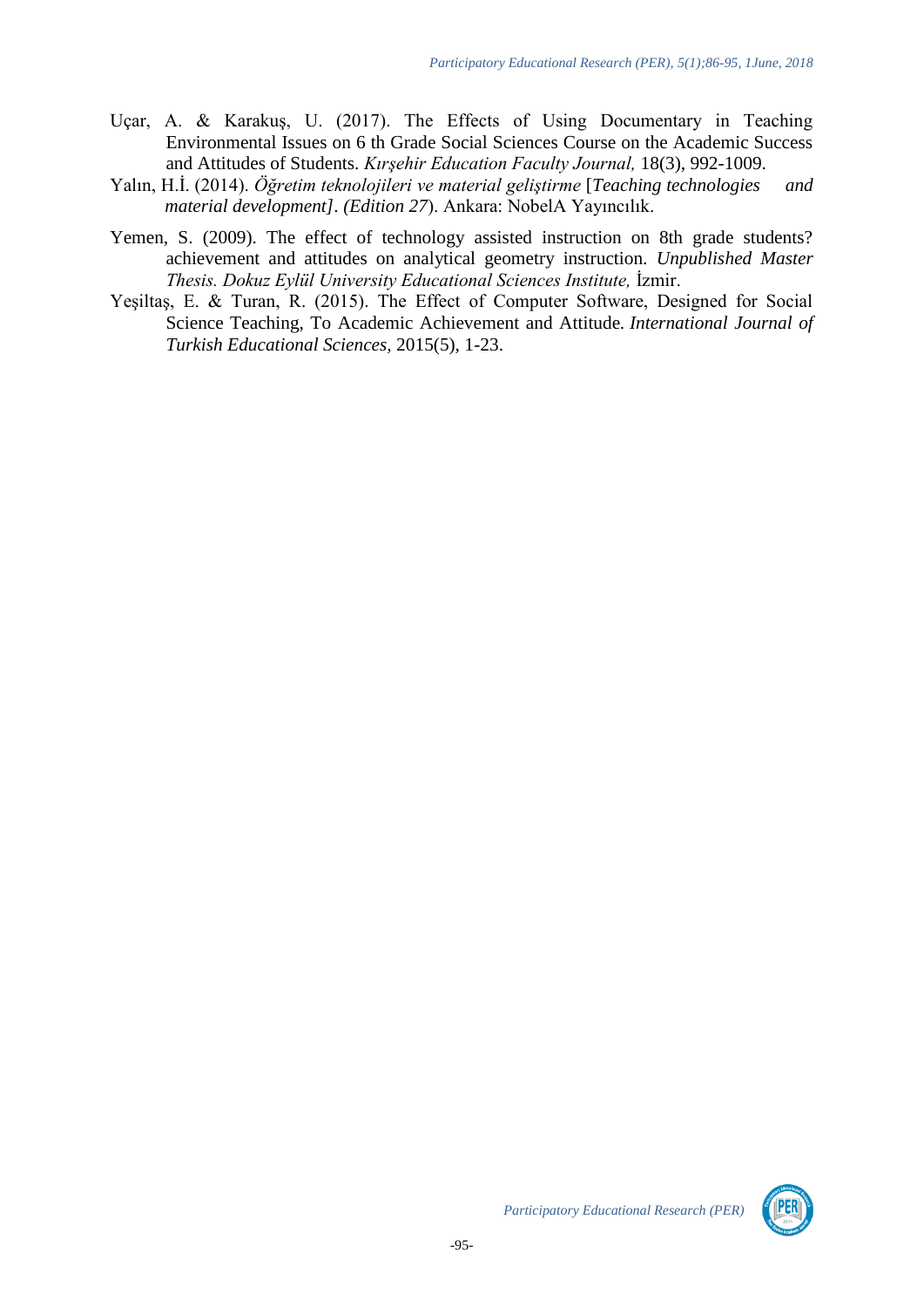Uçar, A. & Karakuş, U. (2017). The Effects of Using Documentary in Teaching Environmental Issues on 6 th Grade Social Sciences Course on the Academic Success and Attitudes of Students. *Kırşehir Education Faculty Journal,* 18(3), 992-1009.

Yalın, H.İ. (2014). *Öğretim teknolojileri ve material geliştirme* [*Teaching technologies and material development]*. *(Edition 27*). Ankara: NobelA Yayıncılık.

Yemen, S. (2009). The effect of technology assisted instruction on 8th grade students? achievement and attitudes on analytical geometry instruction. *Unpublished Master Thesis. Dokuz Eylül University Educational Sciences Institute,* İzmir.

Yeşiltaş, E. & Turan, R. (2015). The Effect of Computer Software, Designed for Social Science Teaching, To Academic Achievement and Attitude. *International Journal of Turkish Educational Sciences*, 2015(5), 1-23.